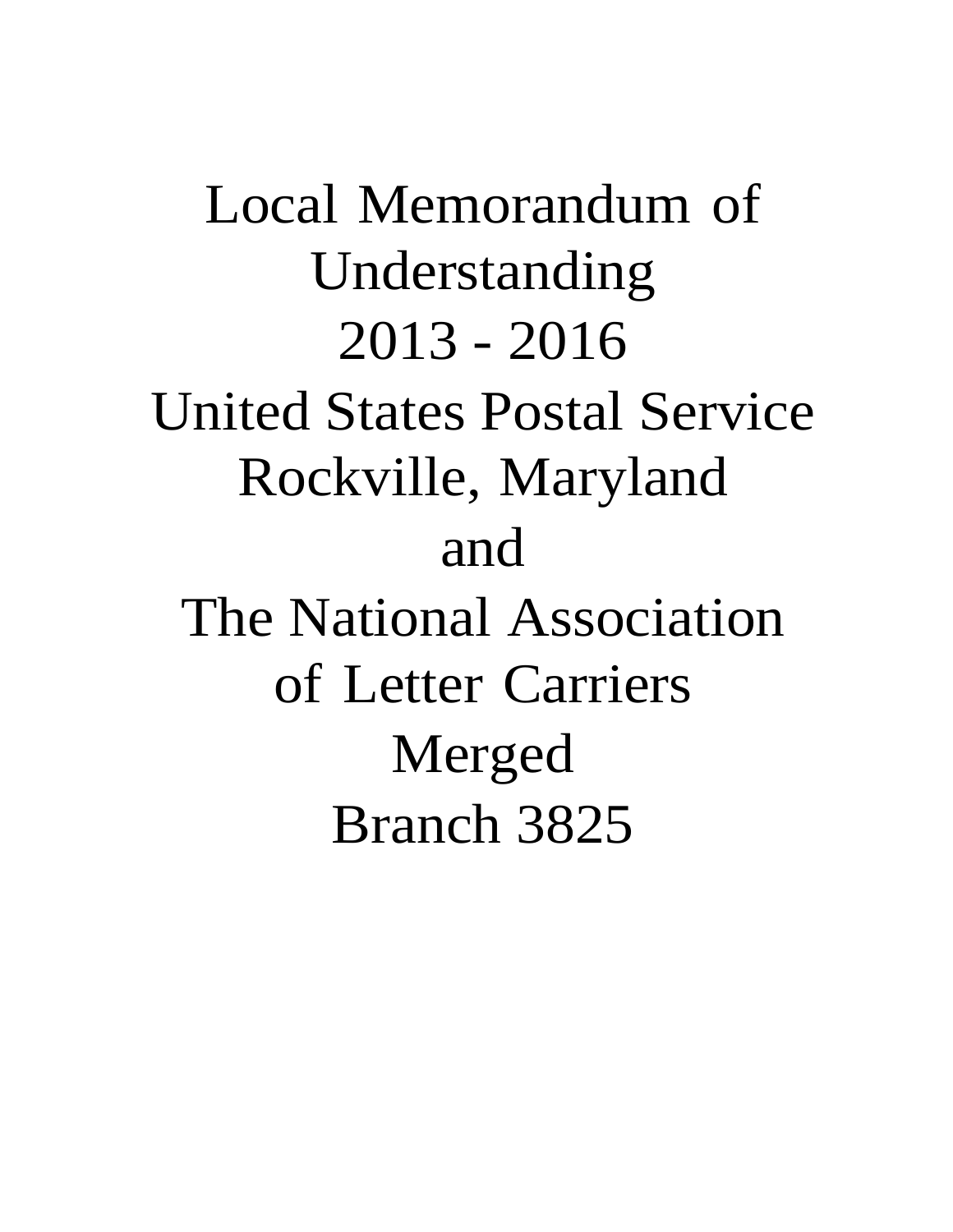# Local Memorandum of Understanding

# 2013 - 2016

# United States Postal Service Rockville, Maryland

# and

# The National Association of Letter Carriers

# Merged

# Branch 3825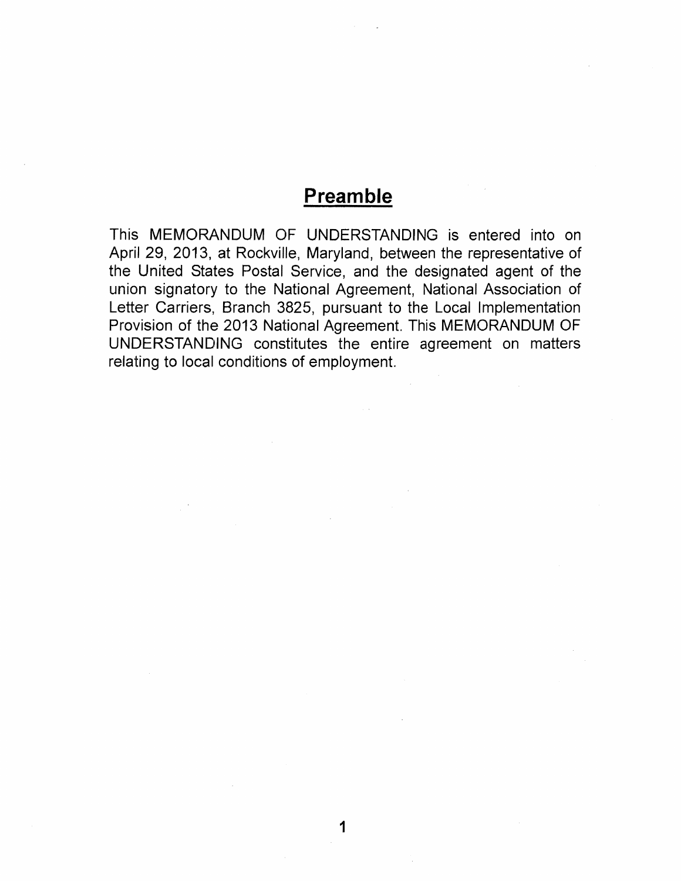# Preamble

This MEMORANDUM OF UNDERSTANDING is entered into on April 29, 2013, at Rockville, Maryland, between the representative of the United States Postal Service, and the designated agent of the union signatory to the National Agreement, National Association of Letter Carriers, Branch 3825, pursuant to the Local Implementation Provision of the 2013 National Agreement. This MEMORANDUM OF UNDERSTANDING constitutes the entire agreement on matters relating to local conditions of employment.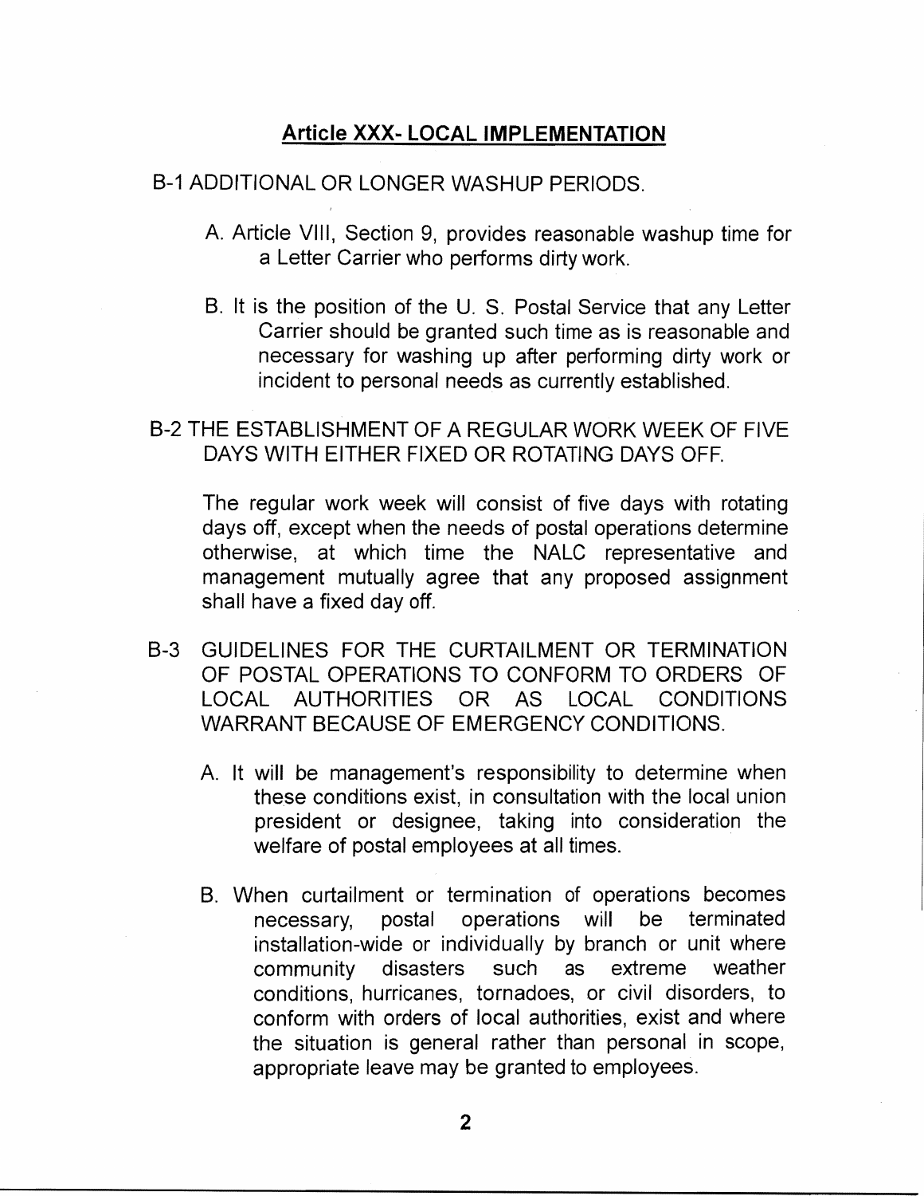## Article XXX- LOCAL IMPLEMENTATION

B-1 ADDITIONAL OR LONGER WASHUP PERIODS.

A. Article VIII, Section 9, provides reasonable washup time for a Letter Carrier who performs dirty work.

B. It is the position of the U. S. Postal Service that any Letter Carrier should be granted such time as is reasonable and necessary for washing up after performing dirty work or incident to personal needs as currently established.

B-2 THE ESTABLISHMENT OF A REGULAR WORK WEEK OF FIVE DAYS WITH EITHER FIXED OR ROTATING DAYS OFF.

The regular work week will consist of five days with rotating days off, except when the needs of postal operations determine otherwise, at which time the NALC representative and management mutually agree that any proposed assignment shall have a fixed day off.

B-3 GUIDELINES FOR THE CURTAILMENT OR TERMINATION OF POSTAL OPERATIONS TO CONFORM TO ORDERS OF LOCAL AUTHORITIES OR AS LOCAL CONDITIONS WARRANT BECAUSE OF EMERGENCY CONDITIONS.

A. It will be management's responsibility to determine when these conditions exist, in consultation with the local union president or designee, taking into consideration the welfare of postal employees at all times.

B. When curtailment or termination of operations becomes necessary, postal operations will be terminated installation-wide or individually by branch or unit where community disasters such as extreme weather conditions, hurricanes, tornadoes, or civil disorders, to conform with orders of local authorities, exist and where the situation is general rather than personal in scope, appropriate leave may be granted to employees.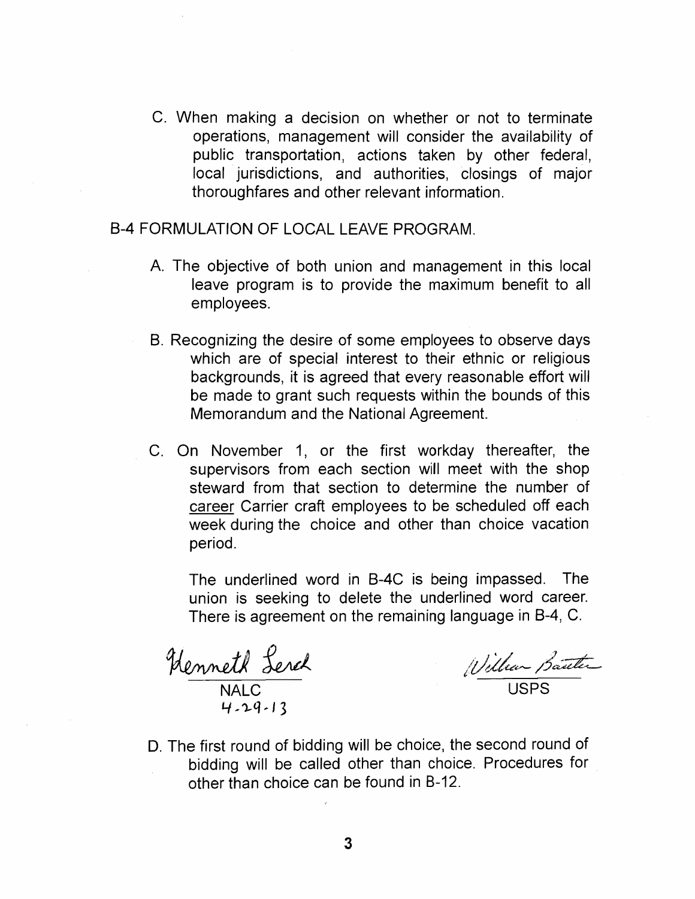C. When making a decision on whether or not to terminate operations, management will consider the availability of public transportation, actions taken by other federal, local jurisdictions, and authorities, closings of major thoroughfares and other relevant information.

B-4 FORMULATION OF LOCAL LEAVE PROGRAM.

A. The objective of both union and management in this local leave program is to provide the maximum benefit to all employees.

B. Recognizing the desire of some employees to observe days which are of special interest to their ethnic or religious backgrounds, it is agreed that every reasonable effort will be made to grant such requests within the bounds of this Memorandum and the National Agreement.

C. On November 1, or the first workday thereafter, the supervisors from each section will meet with the shop steward from that section to determine the number of <u>career</u> Carrier craft employees to be scheduled off each week during the choice and other than choice vacation period.

The underlined word in B-4C is being impassed. The union is seeking to delete the underlined word career. There is agreement on the remaining language in B-4, C.

Kenneth Lerch
NALC
4-29-13

William Baxter
USPS

D. The first round of bidding will be choice, the second round of bidding will be called other than choice. Procedures for other than choice can be found in B-12.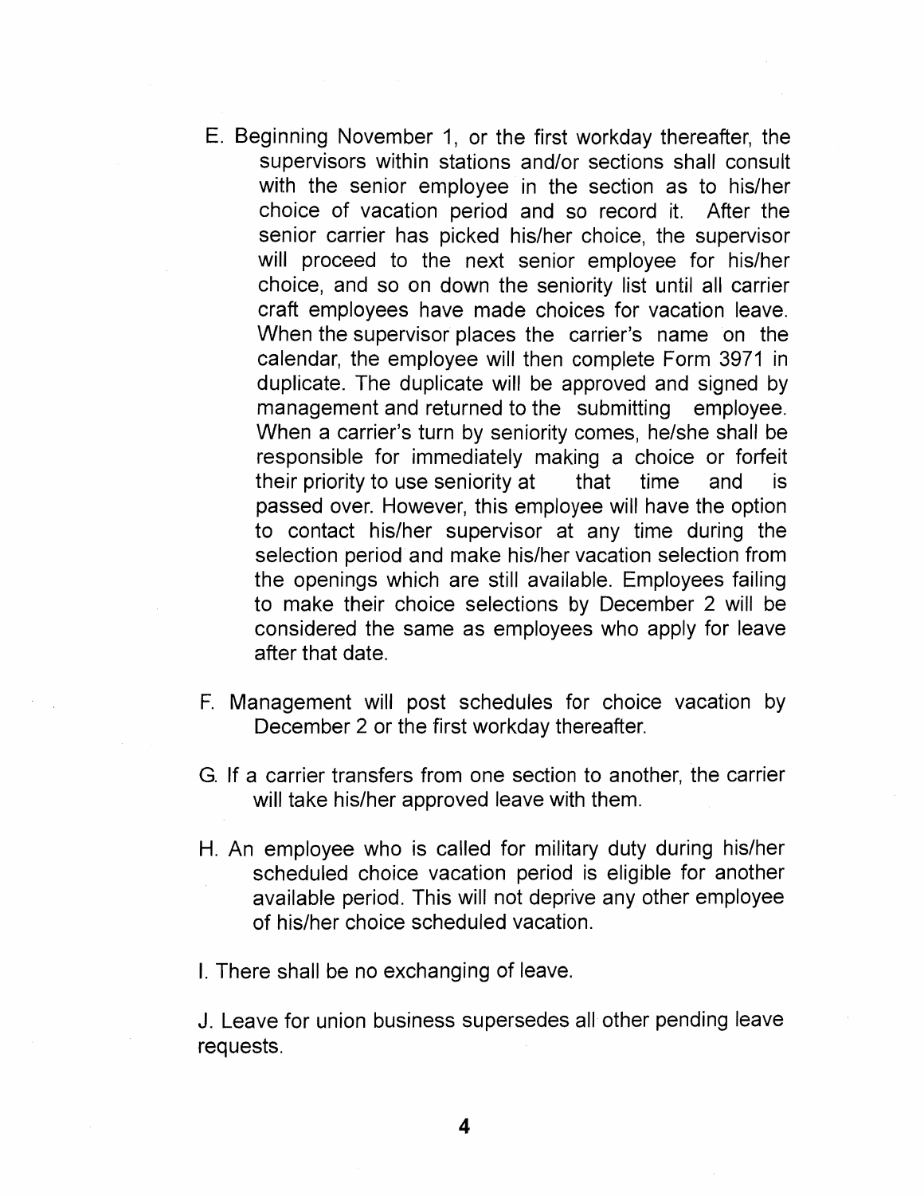E. Beginning November 1, or the first workday thereafter, the supervisors within stations and/or sections shall consult with the senior employee in the section as to his/her choice of vacation period and so record it. After the senior carrier has picked his/her choice, the supervisor will proceed to the next senior employee for his/her choice, and so on down the seniority list until all carrier craft employees have made choices for vacation leave. When the supervisor places the carrier's name on the calendar, the employee will then complete Form 3971 in duplicate. The duplicate will be approved and signed by management and returned to the submitting employee. When a carrier's turn by seniority comes, he/she shall be responsible for immediately making a choice or forfeit their priority to use seniority at that time and is passed over. However, this employee will have the option to contact his/her supervisor at any time during the selection period and make his/her vacation selection from the openings which are still available. Employees failing to make their choice selections by December 2 will be considered the same as employees who apply for leave after that date.

F. Management will post schedules for choice vacation by December 2 or the first workday thereafter.

G. If a carrier transfers from one section to another, the carrier will take his/her approved leave with them.

H. An employee who is called for military duty during his/her scheduled choice vacation period is eligible for another available period. This will not deprive any other employee of his/her choice scheduled vacation.

I. There shall be no exchanging of leave.

J. Leave for union business supersedes all other pending leave requests.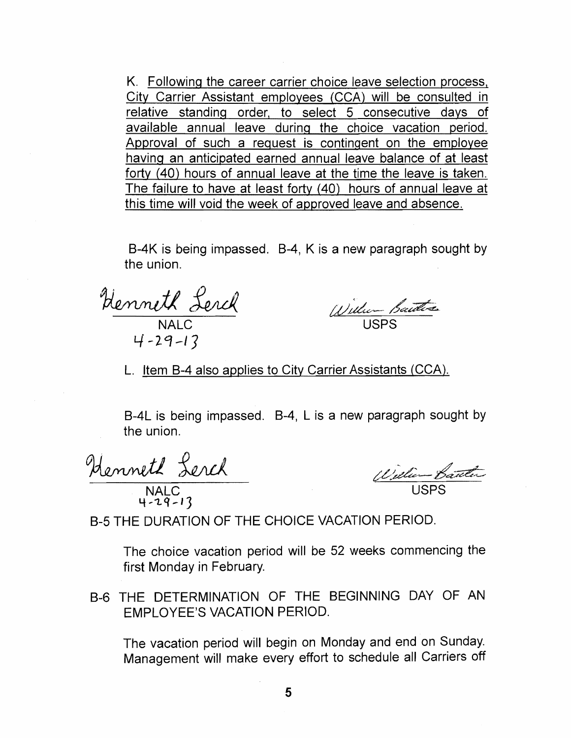K. Following the career carrier choice leave selection process, City Carrier Assistant employees (CCA) will be consulted in relative standing order, to select 5 consecutive days of available annual leave during the choice vacation period. Approval of such a request is contingent on the employee having an anticipated earned annual leave balance of at least forty (40) hours of annual leave at the time the leave is taken. The failure to have at least forty (40) hours of annual leave at this time will void the week of approved leave and absence.

B-4K is being impassed. B-4, K is a new paragraph sought by the union.

Kenneth Lerch
NALC
4-29-13

William Baxter
USPS

L. Item B-4 also applies to City Carrier Assistants (CCA).

B-4L is being impassed. B-4, L is a new paragraph sought by the union.

Kenneth Lerch
NALC
4-29-13

William Baxter
USPS

B-5 THE DURATION OF THE CHOICE VACATION PERIOD.

The choice vacation period will be 52 weeks commencing the first Monday in February.

B-6 THE DETERMINATION OF THE BEGINNING DAY OF AN EMPLOYEE'S VACATION PERIOD.

The vacation period will begin on Monday and end on Sunday. Management will make every effort to schedule all Carriers off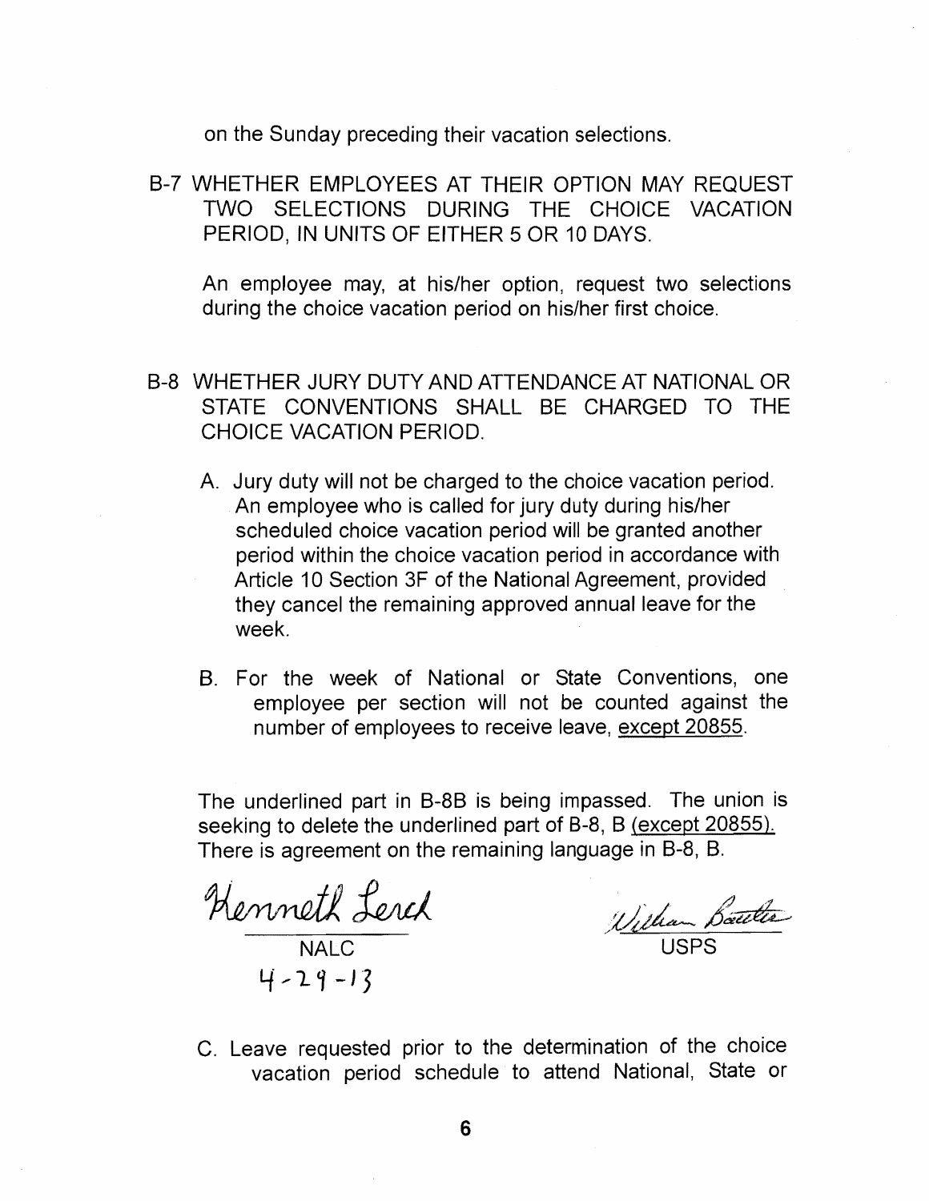on the Sunday preceding their vacation selections.

B-7 WHETHER EMPLOYEES AT THEIR OPTION MAY REQUEST TWO SELECTIONS DURING THE CHOICE VACATION PERIOD, IN UNITS OF EITHER 5 OR 10 DAYS.

An employee may, at his/her option, request two selections during the choice vacation period on his/her first choice.

B-8 WHETHER JURY DUTY AND ATTENDANCE AT NATIONAL OR STATE CONVENTIONS SHALL BE CHARGED TO THE CHOICE VACATION PERIOD.

A. Jury duty will not be charged to the choice vacation period. An employee who is called for jury duty during his/her scheduled choice vacation period will be granted another period within the choice vacation period in accordance with Article 10 Section 3F of the National Agreement, provided they cancel the remaining approved annual leave for the week.

B. For the week of National or State Conventions, one employee per section will not be counted against the number of employees to receive leave, <u>except 20855</u>.

The underlined part in B-8B is being impassed. The union is seeking to delete the underlined part of B-8, B <u>(except 20855).</u> There is agreement on the remaining language in B-8, B.

Kenneth Lerch
NALC
4-29-13

William Bautler
USPS

C. Leave requested prior to the determination of the choice vacation period schedule to attend National, State or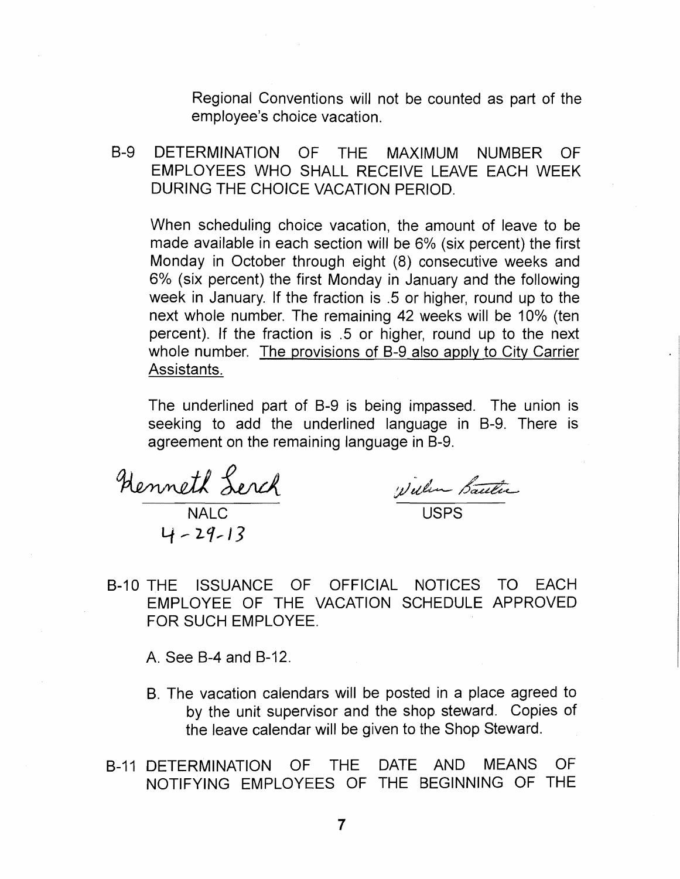Regional Conventions will not be counted as part of the employee's choice vacation.

B-9 DETERMINATION OF THE MAXIMUM NUMBER OF EMPLOYEES WHO SHALL RECEIVE LEAVE EACH WEEK DURING THE CHOICE VACATION PERIOD.

When scheduling choice vacation, the amount of leave to be made available in each section will be 6% (six percent) the first Monday in October through eight (8) consecutive weeks and 6% (six percent) the first Monday in January and the following week in January. If the fraction is .5 or higher, round up to the next whole number. The remaining 42 weeks will be 10% (ten percent). If the fraction is .5 or higher, round up to the next whole number. <u>The provisions of B-9 also apply to City Carrier Assistants.</u>

The underlined part of B-9 is being impassed. The union is seeking to add the underlined language in B-9. There is agreement on the remaining language in B-9.

Kenneth Lerch
NALC
4-29-13

William Bautia
USPS

B-10 THE ISSUANCE OF OFFICIAL NOTICES TO EACH EMPLOYEE OF THE VACATION SCHEDULE APPROVED FOR SUCH EMPLOYEE.

A. See B-4 and B-12.

B. The vacation calendars will be posted in a place agreed to by the unit supervisor and the shop steward. Copies of the leave calendar will be given to the Shop Steward.

B-11 DETERMINATION OF THE DATE AND MEANS OF NOTIFYING EMPLOYEES OF THE BEGINNING OF THE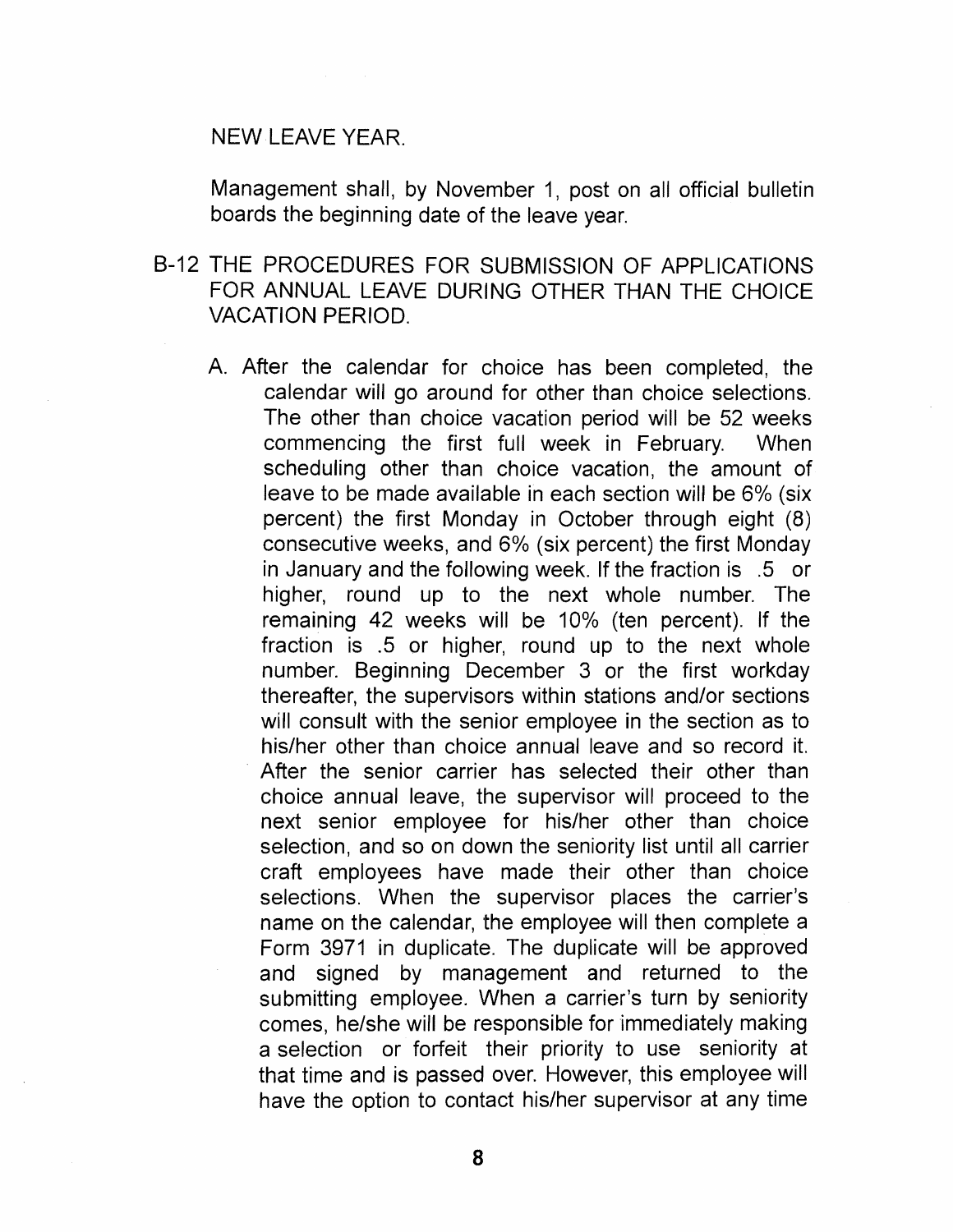NEW LEAVE YEAR.

Management shall, by November 1, post on all official bulletin boards the beginning date of the leave year.

B-12 THE PROCEDURES FOR SUBMISSION OF APPLICATIONS FOR ANNUAL LEAVE DURING OTHER THAN THE CHOICE VACATION PERIOD.

A. After the calendar for choice has been completed, the calendar will go around for other than choice selections. The other than choice vacation period will be 52 weeks commencing the first full week in February. When scheduling other than choice vacation, the amount of leave to be made available in each section will be 6% (six percent) the first Monday in October through eight (8) consecutive weeks, and 6% (six percent) the first Monday in January and the following week. If the fraction is .5 or higher, round up to the next whole number. The remaining 42 weeks will be 10% (ten percent). If the fraction is .5 or higher, round up to the next whole number. Beginning December 3 or the first workday thereafter, the supervisors within stations and/or sections will consult with the senior employee in the section as to his/her other than choice annual leave and so record it. After the senior carrier has selected their other than choice annual leave, the supervisor will proceed to the next senior employee for his/her other than choice selection, and so on down the seniority list until all carrier craft employees have made their other than choice selections. When the supervisor places the carrier's name on the calendar, the employee will then complete a Form 3971 in duplicate. The duplicate will be approved and signed by management and returned to the submitting employee. When a carrier's turn by seniority comes, he/she will be responsible for immediately making a selection or forfeit their priority to use seniority at that time and is passed over. However, this employee will have the option to contact his/her supervisor at any time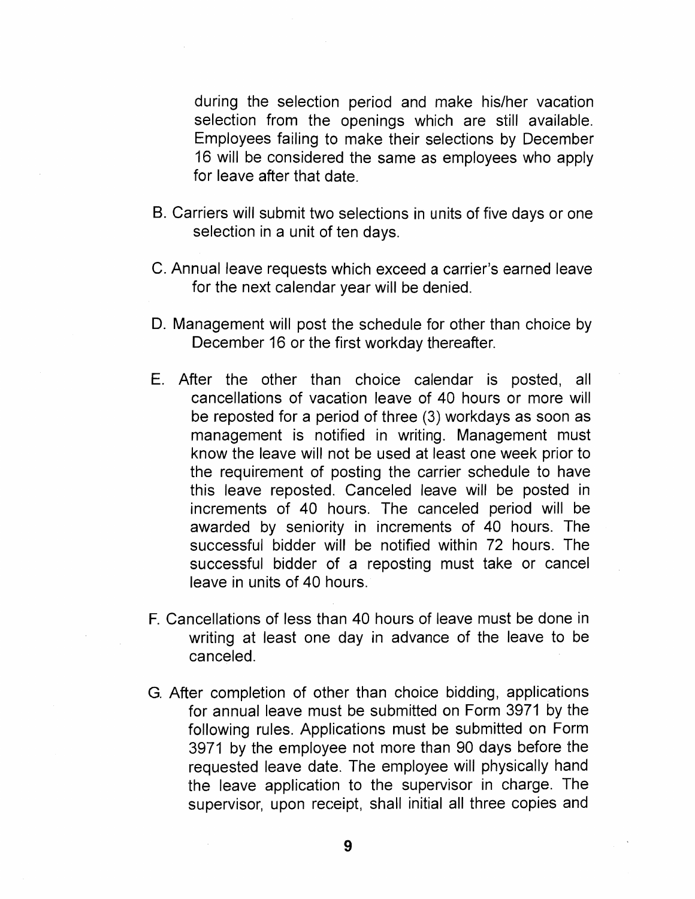during the selection period and make his/her vacation selection from the openings which are still available. Employees failing to make their selections by December 16 will be considered the same as employees who apply for leave after that date.

B. Carriers will submit two selections in units of five days or one selection in a unit of ten days.

C. Annual leave requests which exceed a carrier's earned leave for the next calendar year will be denied.

D. Management will post the schedule for other than choice by December 16 or the first workday thereafter.

E. After the other than choice calendar is posted, all cancellations of vacation leave of 40 hours or more will be reposted for a period of three (3) workdays as soon as management is notified in writing. Management must know the leave will not be used at least one week prior to the requirement of posting the carrier schedule to have this leave reposted. Canceled leave will be posted in increments of 40 hours. The canceled period will be awarded by seniority in increments of 40 hours. The successful bidder will be notified within 72 hours. The successful bidder of a reposting must take or cancel leave in units of 40 hours.

F. Cancellations of less than 40 hours of leave must be done in writing at least one day in advance of the leave to be canceled.

G. After completion of other than choice bidding, applications for annual leave must be submitted on Form 3971 by the following rules. Applications must be submitted on Form 3971 by the employee not more than 90 days before the requested leave date. The employee will physically hand the leave application to the supervisor in charge. The supervisor, upon receipt, shall initial all three copies and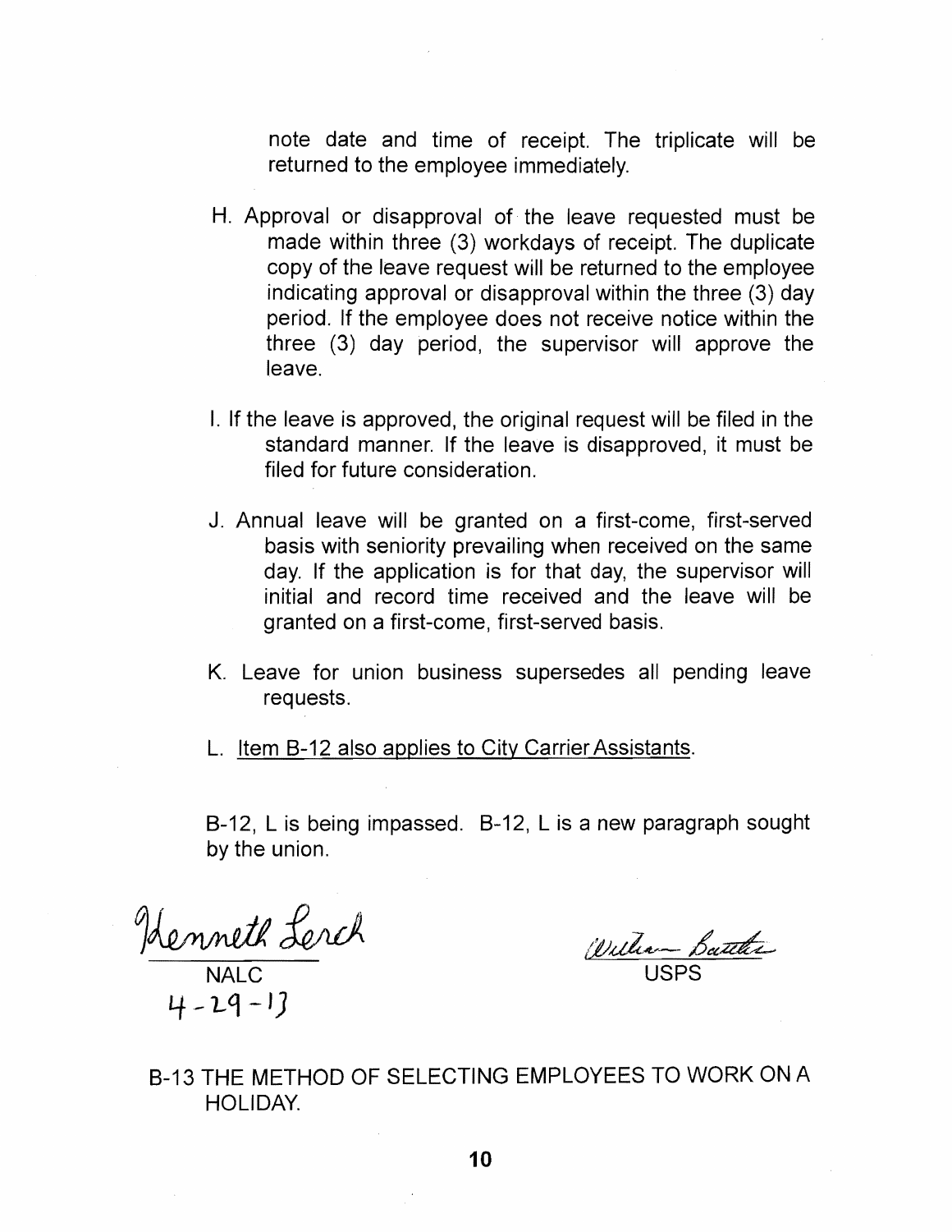note date and time of receipt. The triplicate will be returned to the employee immediately.

H. Approval or disapproval of the leave requested must be made within three (3) workdays of receipt. The duplicate copy of the leave request will be returned to the employee indicating approval or disapproval within the three (3) day period. If the employee does not receive notice within the three (3) day period, the supervisor will approve the leave.

I. If the leave is approved, the original request will be filed in the standard manner. If the leave is disapproved, it must be filed for future consideration.

J. Annual leave will be granted on a first-come, first-served basis with seniority prevailing when received on the same day. If the application is for that day, the supervisor will initial and record time received and the leave will be granted on a first-come, first-served basis.

K. Leave for union business supersedes all pending leave requests.

L. <u>Item B-12 also applies to City Carrier Assistants</u>.

B-12, L is being impassed. B-12, L is a new paragraph sought by the union.

Kenneth Lerch
NALC
4-29-13

William Battles
USPS

B-13 THE METHOD OF SELECTING EMPLOYEES TO WORK ON A HOLIDAY.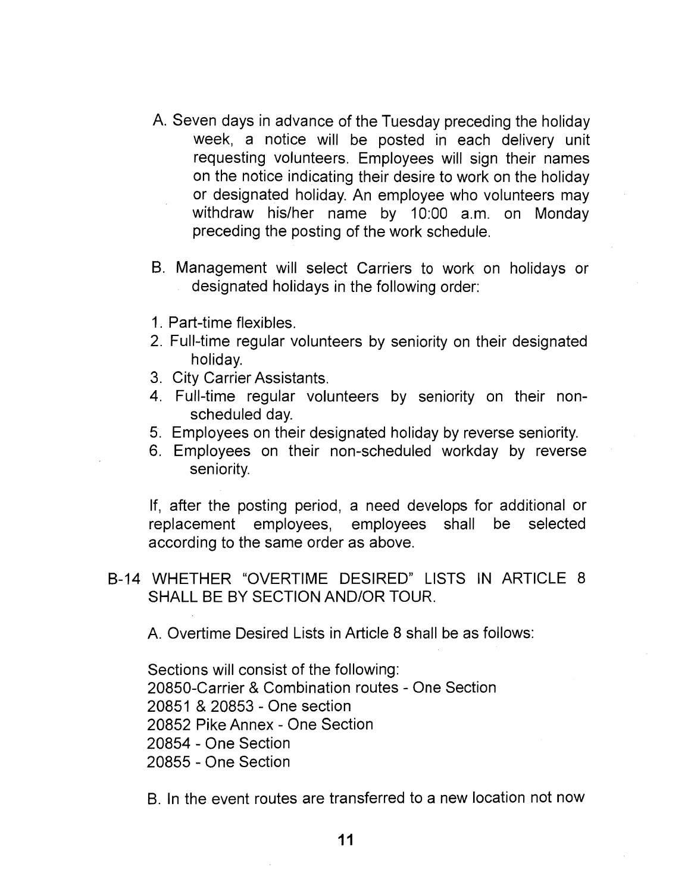A. Seven days in advance of the Tuesday preceding the holiday week, a notice will be posted in each delivery unit requesting volunteers. Employees will sign their names on the notice indicating their desire to work on the holiday or designated holiday. An employee who volunteers may withdraw his/her name by 10:00 a.m. on Monday preceding the posting of the work schedule.

B. Management will select Carriers to work on holidays or designated holidays in the following order:

1. Part-time flexibles.
2. Full-time regular volunteers by seniority on their designated holiday.
3. City Carrier Assistants.
4. Full-time regular volunteers by seniority on their non-scheduled day.
5. Employees on their designated holiday by reverse seniority.
6. Employees on their non-scheduled workday by reverse seniority.

If, after the posting period, a need develops for additional or replacement employees, employees shall be selected according to the same order as above.

B-14 WHETHER "OVERTIME DESIRED" LISTS IN ARTICLE 8 SHALL BE BY SECTION AND/OR TOUR.

A. Overtime Desired Lists in Article 8 shall be as follows:

Sections will consist of the following:
20850-Carrier & Combination routes - One Section
20851 & 20853 - One section
20852 Pike Annex - One Section
20854 - One Section
20855 - One Section

B. In the event routes are transferred to a new location not now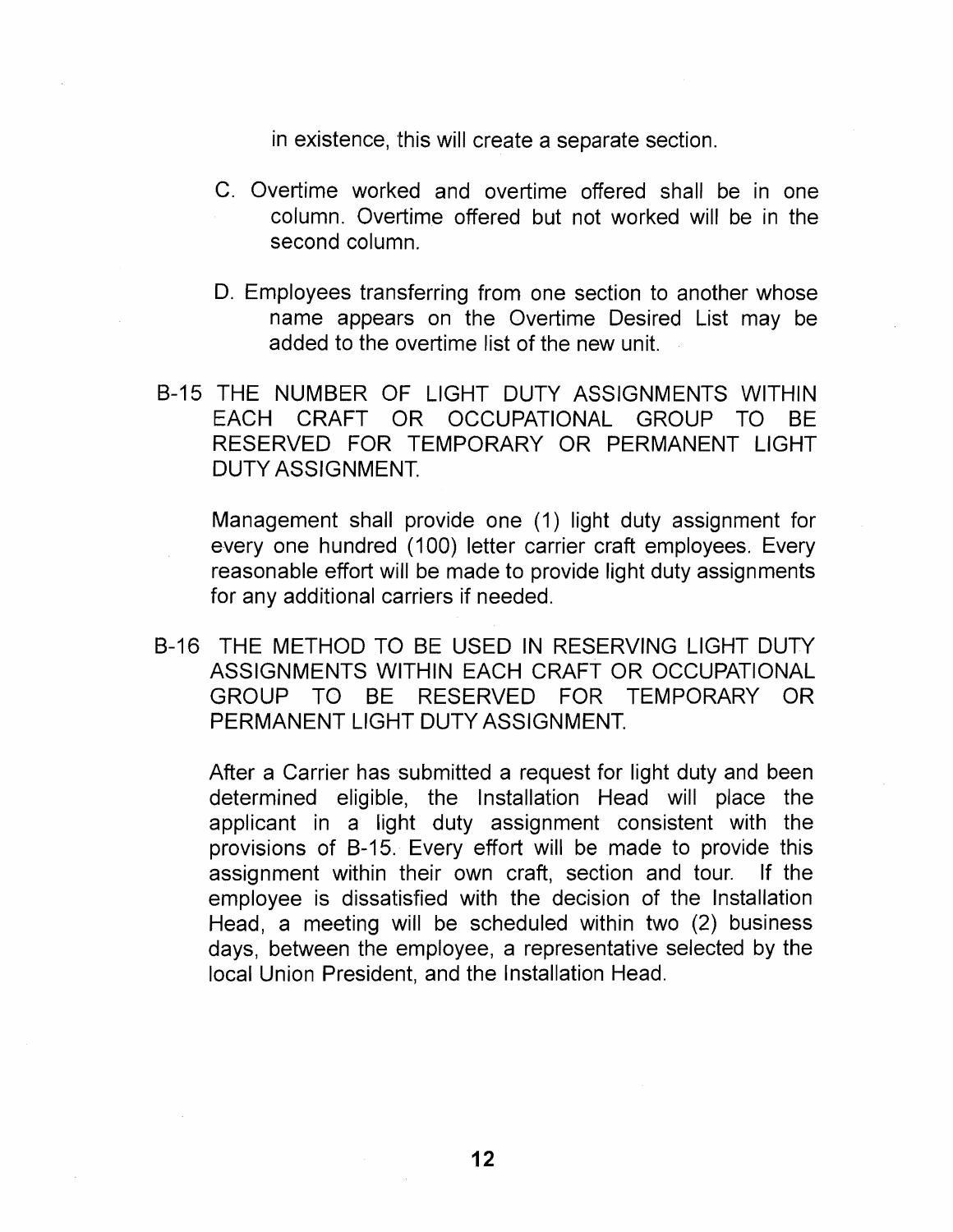in existence, this will create a separate section.

C. Overtime worked and overtime offered shall be in one column. Overtime offered but not worked will be in the second column.

D. Employees transferring from one section to another whose name appears on the Overtime Desired List may be added to the overtime list of the new unit.

B-15 THE NUMBER OF LIGHT DUTY ASSIGNMENTS WITHIN EACH CRAFT OR OCCUPATIONAL GROUP TO BE RESERVED FOR TEMPORARY OR PERMANENT LIGHT DUTY ASSIGNMENT.

Management shall provide one (1) light duty assignment for every one hundred (100) letter carrier craft employees. Every reasonable effort will be made to provide light duty assignments for any additional carriers if needed.

B-16 THE METHOD TO BE USED IN RESERVING LIGHT DUTY ASSIGNMENTS WITHIN EACH CRAFT OR OCCUPATIONAL GROUP TO BE RESERVED FOR TEMPORARY OR PERMANENT LIGHT DUTY ASSIGNMENT.

After a Carrier has submitted a request for light duty and been determined eligible, the Installation Head will place the applicant in a light duty assignment consistent with the provisions of B-15. Every effort will be made to provide this assignment within their own craft, section and tour. If the employee is dissatisfied with the decision of the Installation Head, a meeting will be scheduled within two (2) business days, between the employee, a representative selected by the local Union President, and the Installation Head.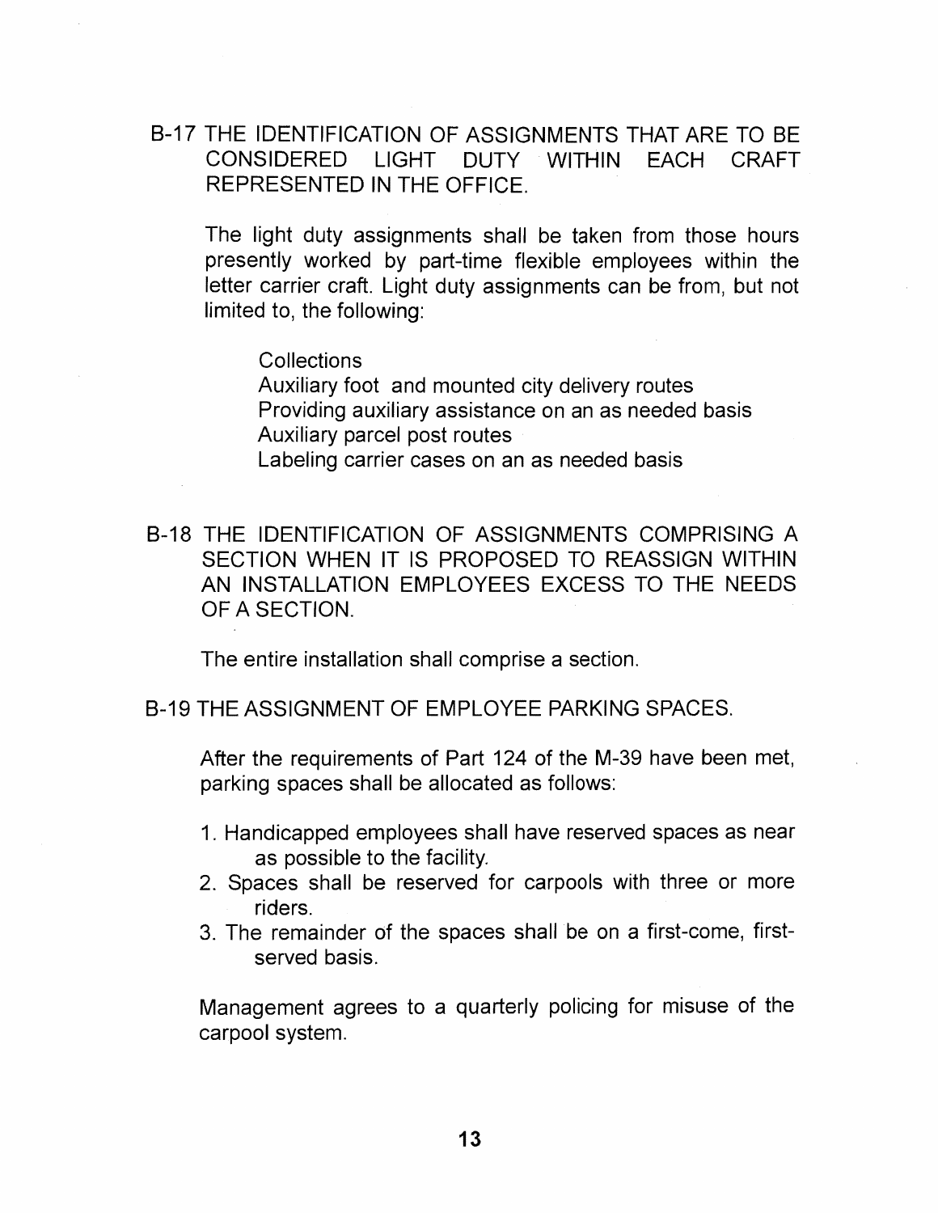## B-17 THE IDENTIFICATION OF ASSIGNMENTS THAT ARE TO BE CONSIDERED LIGHT DUTY WITHIN EACH CRAFT REPRESENTED IN THE OFFICE.

The light duty assignments shall be taken from those hours presently worked by part-time flexible employees within the letter carrier craft. Light duty assignments can be from, but not limited to, the following:

Collections
Auxiliary foot and mounted city delivery routes
Providing auxiliary assistance on an as needed basis
Auxiliary parcel post routes
Labeling carrier cases on an as needed basis

## B-18 THE IDENTIFICATION OF ASSIGNMENTS COMPRISING A SECTION WHEN IT IS PROPOSED TO REASSIGN WITHIN AN INSTALLATION EMPLOYEES EXCESS TO THE NEEDS OF A SECTION.

The entire installation shall comprise a section.

## B-19 THE ASSIGNMENT OF EMPLOYEE PARKING SPACES.

After the requirements of Part 124 of the M-39 have been met, parking spaces shall be allocated as follows:

1. Handicapped employees shall have reserved spaces as near as possible to the facility.
2. Spaces shall be reserved for carpools with three or more riders.
3. The remainder of the spaces shall be on a first-come, first-served basis.

Management agrees to a quarterly policing for misuse of the carpool system.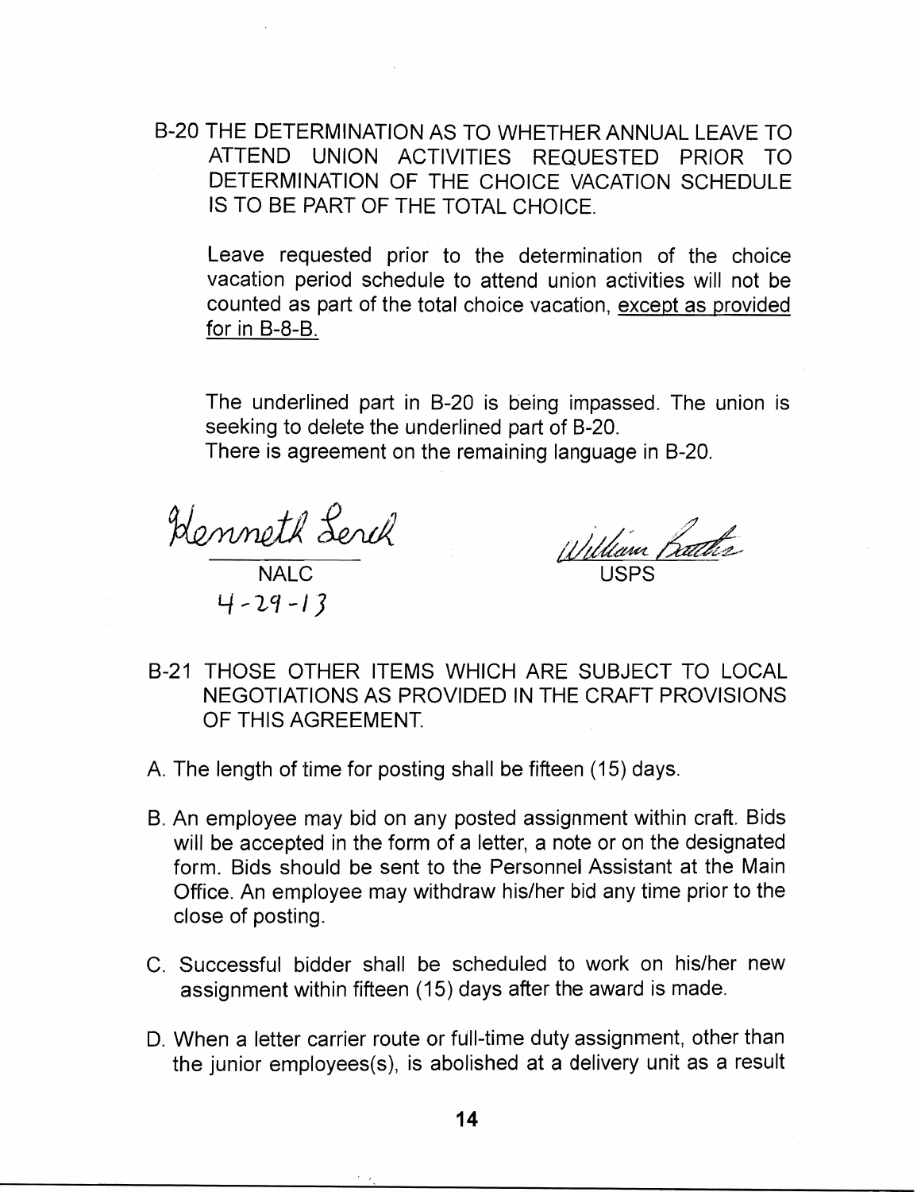B-20 THE DETERMINATION AS TO WHETHER ANNUAL LEAVE TO ATTEND UNION ACTIVITIES REQUESTED PRIOR TO DETERMINATION OF THE CHOICE VACATION SCHEDULE IS TO BE PART OF THE TOTAL CHOICE.

Leave requested prior to the determination of the choice vacation period schedule to attend union activities will not be counted as part of the total choice vacation, <u>except as provided for in B-8-B.</u>

The underlined part in B-20 is being impassed. The union is seeking to delete the underlined part of B-20.
There is agreement on the remaining language in B-20.

Kenneth Lerch
NALC
4-29-13

William Rath
USPS

B-21 THOSE OTHER ITEMS WHICH ARE SUBJECT TO LOCAL NEGOTIATIONS AS PROVIDED IN THE CRAFT PROVISIONS OF THIS AGREEMENT.

A. The length of time for posting shall be fifteen (15) days.

B. An employee may bid on any posted assignment within craft. Bids will be accepted in the form of a letter, a note or on the designated form. Bids should be sent to the Personnel Assistant at the Main Office. An employee may withdraw his/her bid any time prior to the close of posting.

C. Successful bidder shall be scheduled to work on his/her new assignment within fifteen (15) days after the award is made.

D. When a letter carrier route or full-time duty assignment, other than the junior employees(s), is abolished at a delivery unit as a result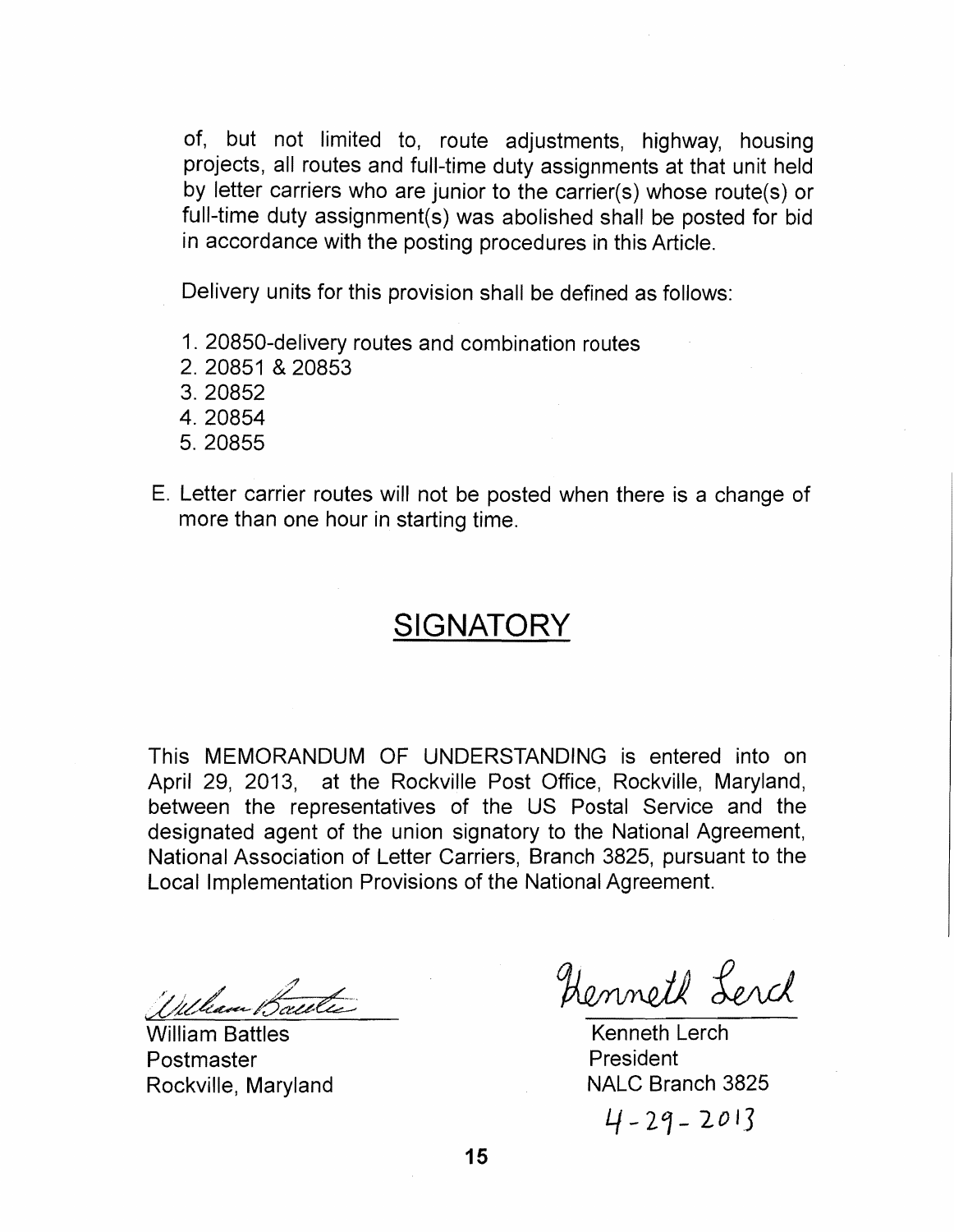of, but not limited to, route adjustments, highway, housing projects, all routes and full-time duty assignments at that unit held by letter carriers who are junior to the carrier(s) whose route(s) or full-time duty assignment(s) was abolished shall be posted for bid in accordance with the posting procedures in this Article.

Delivery units for this provision shall be defined as follows:

1. 20850-delivery routes and combination routes
2. 20851 & 20853
3. 20852
4. 20854
5. 20855

E. Letter carrier routes will not be posted when there is a change of more than one hour in starting time.

## SIGNATORY

This MEMORANDUM OF UNDERSTANDING is entered into on April 29, 2013, at the Rockville Post Office, Rockville, Maryland, between the representatives of the US Postal Service and the designated agent of the union signatory to the National Agreement, National Association of Letter Carriers, Branch 3825, pursuant to the Local Implementation Provisions of the National Agreement.

William Battles
Postmaster
Rockville, Maryland

Kenneth Lerch
President
NALC Branch 3825
4-29-2013